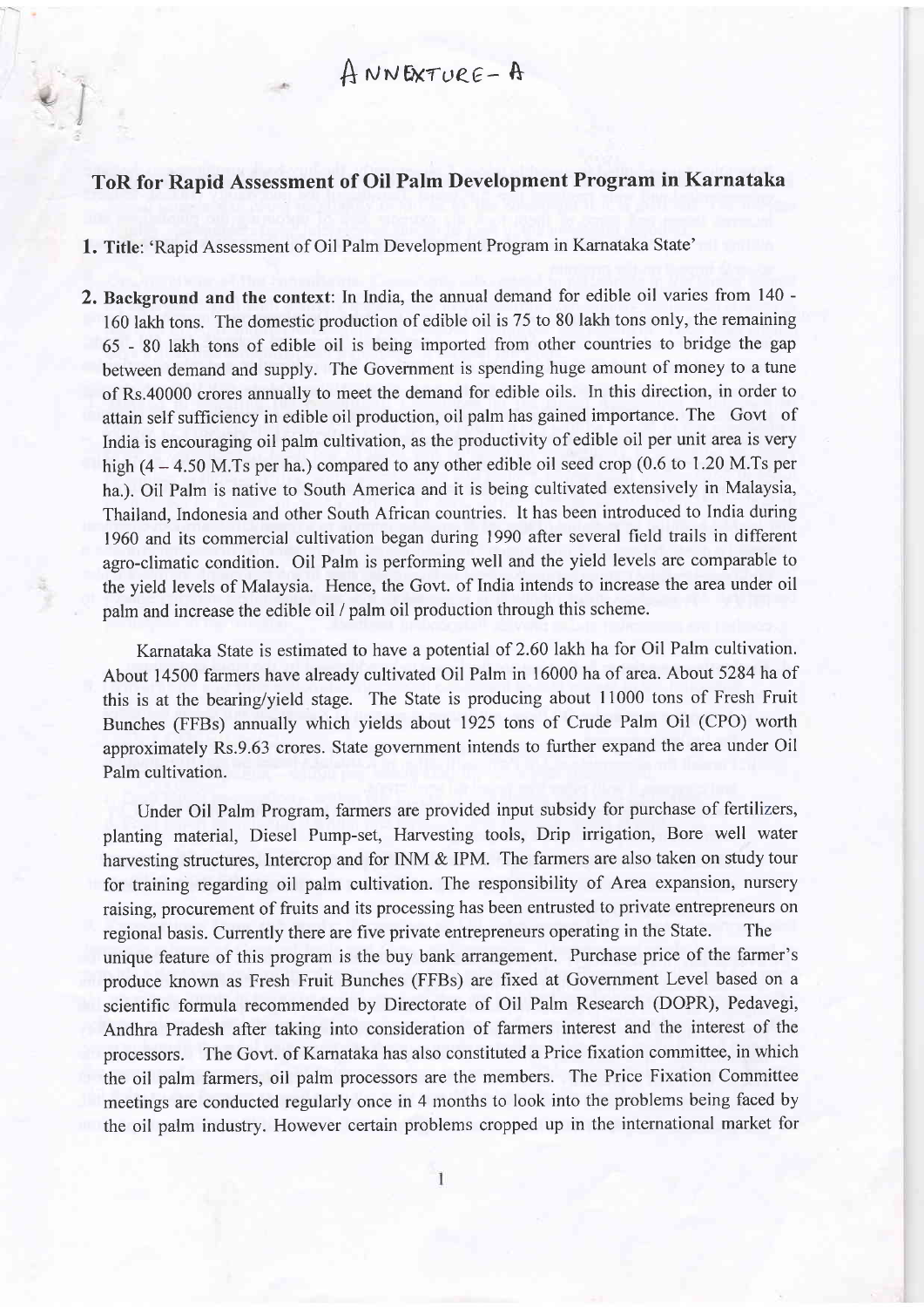ANNEXTURE- A

# ToR for Rapid Assessment of Oil Palm Development Program in Karnataka

**1. Title**: 'Rapid Assessment of Oil Palm Development Program in Karnataka State'

**2. Background and the context**: In India, the annual demand for edible oil varies from 140 - 160 lakh tons. The domestic production of edible oil is 75 to 80 lakh tons only, the remaining 65 - 80 lakh tons of edible oil is being imported from other countries to bridge the gap between demand and supply. The Government is spending huge amount of money to a tune of Rs.40000 crores annually to meet the demand for edible oils. In this direction, in order to attain self sufficiency in edible oil production, oil palm has gained importance. The Govt of India is encouraging oil palm cultivation, as the productivity of edible oil per unit area is very high (4 – 4.50 M.Ts per ha.) compared to any other edible oil seed crop (0.6 to 1.20 M.Ts per ha.). Oil Palm is native to South America and it is being cultivated extensively in Malaysia, Thailand, Indonesia and other South African countries. It has been introduced to India during 1960 and its commercial cultivation began during 1990 after several field trails in different agro-climatic condition. Oil Palm is performing well and the yield levels are comparable to the yield levels of Malaysia. Hence, the Govt. of India intends to increase the area under oil palm and increase the edible oil / palm oil production through this scheme.

Karnataka State is estimated to have a potential of 2.60 lakh ha for Oil Palm cultivation. About 14500 farmers have already cultivated Oil Palm in 16000 ha of area. About 5284 ha of this is at the bearing/yield stage. The State is producing about 11000 tons of Fresh Fruit Bunches (FFBs) annually which yields about 1925 tons of Crude Palm Oil (CPO) worth approximately Rs.9.63 crores. State government intends to further expand the area under Oil Palm cultivation.

Under Oil Palm Program, farmers are provided input subsidy for purchase of fertilizers, planting material, Diesel Pump-set, Harvesting tools, Drip irrigation, Bore well water harvesting structures, Intercrop and for INM & IPM. The farmers are also taken on study tour for training regarding oil palm cultivation. The responsibility of Area expansion, nursery raising, procurement of fruits and its processing has been entrusted to private entrepreneurs on regional basis. Currently there are five private entrepreneurs operating in the State. The unique feature of this program is the buy bank arrangement. Purchase price of the farmer's produce known as Fresh Fruit Bunches (FFBs) are fixed at Government Level based on a scientific formula recommended by Directorate of Oil Palm Research (DOPR), Pedavegi, Andhra Pradesh after taking into consideration of farmers interest and the interest of the processors. The Govt. of Karnataka has also constituted a Price fixation committee, in which the oil palm farmers, oil palm processors are the members. The Price Fixation Committee meetings are conducted regularly once in 4 months to look into the problems being faced by the oil palm industry. However certain problems cropped up in the international market for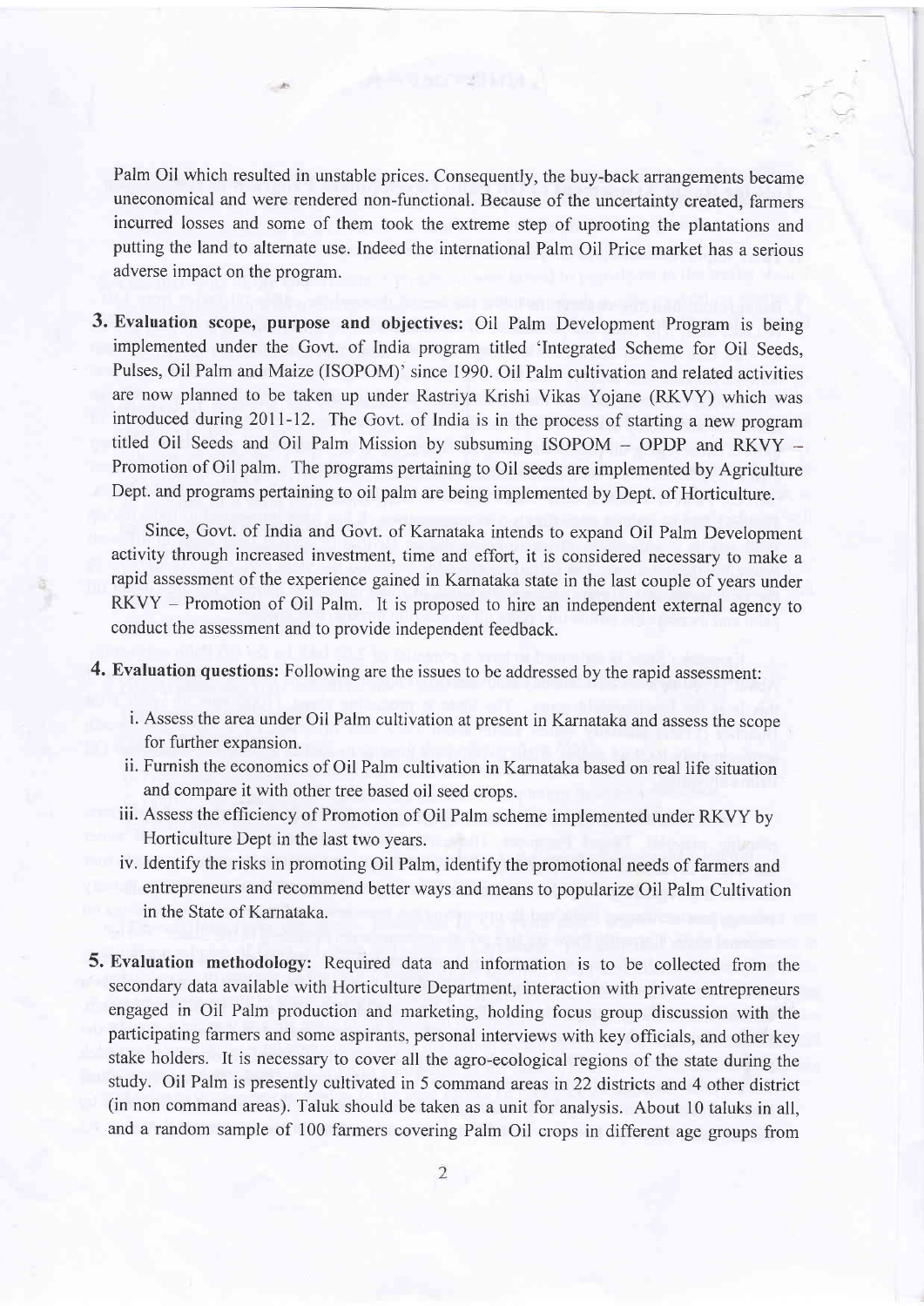Palm Oil which resulted in unstable prices. Consequently, the buy-back arrangements became uneconomical and were rendered non-functional. Because of the uncertainty created, farmers incurred losses and some of them took the extreme step of uprooting the plantations and putting the land to alternate use. Indeed the international Palm Oil Price market has a serious adverse impact on the program.

3. **Evaluation scope, purpose and objectives:** Oil Palm Development Program is being implemented under the Govt. of India program titled 'Integrated Scheme for Oil Seeds, Pulses, Oil Palm and Maize (ISOPOM)' since 1990. Oil Palm cultivation and related activities are now planned to be taken up under Rastriya Krishi Vikas Yojane (RKVY) which was introduced during 2011-12. The Govt. of India is in the process of starting a new program titled Oil Seeds and Oil Palm Mission by subsuming ISOPOM – OPDP and RKVY – Promotion of Oil palm. The programs pertaining to Oil seeds are implemented by Agriculture Dept. and programs pertaining to oil palm are being implemented by Dept. of Horticulture.

   Since, Govt. of India and Govt. of Karnataka intends to expand Oil Palm Development activity through increased investment, time and effort, it is considered necessary to make a rapid assessment of the experience gained in Karnataka state in the last couple of years under RKVY – Promotion of Oil Palm. It is proposed to hire an independent external agency to conduct the assessment and to provide independent feedback.

4. **Evaluation questions:** Following are the issues to be addressed by the rapid assessment:

   i. Assess the area under Oil Palm cultivation at present in Karnataka and assess the scope for further expansion.
   
   ii. Furnish the economics of Oil Palm cultivation in Karnataka based on real life situation and compare it with other tree based oil seed crops.
   
   iii. Assess the efficiency of Promotion of Oil Palm scheme implemented under RKVY by Horticulture Dept in the last two years.
   
   iv. Identify the risks in promoting Oil Palm, identify the promotional needs of farmers and entrepreneurs and recommend better ways and means to popularize Oil Palm Cultivation in the State of Karnataka.

5. **Evaluation methodology:** Required data and information is to be collected from the secondary data available with Horticulture Department, interaction with private entrepreneurs engaged in Oil Palm production and marketing, holding focus group discussion with the participating farmers and some aspirants, personal interviews with key officials, and other key stake holders. It is necessary to cover all the agro-ecological regions of the state during the study. Oil Palm is presently cultivated in 5 command areas in 22 districts and 4 other district (in non command areas). Taluk should be taken as a unit for analysis. About 10 taluks in all, and a random sample of 100 farmers covering Palm Oil crops in different age groups from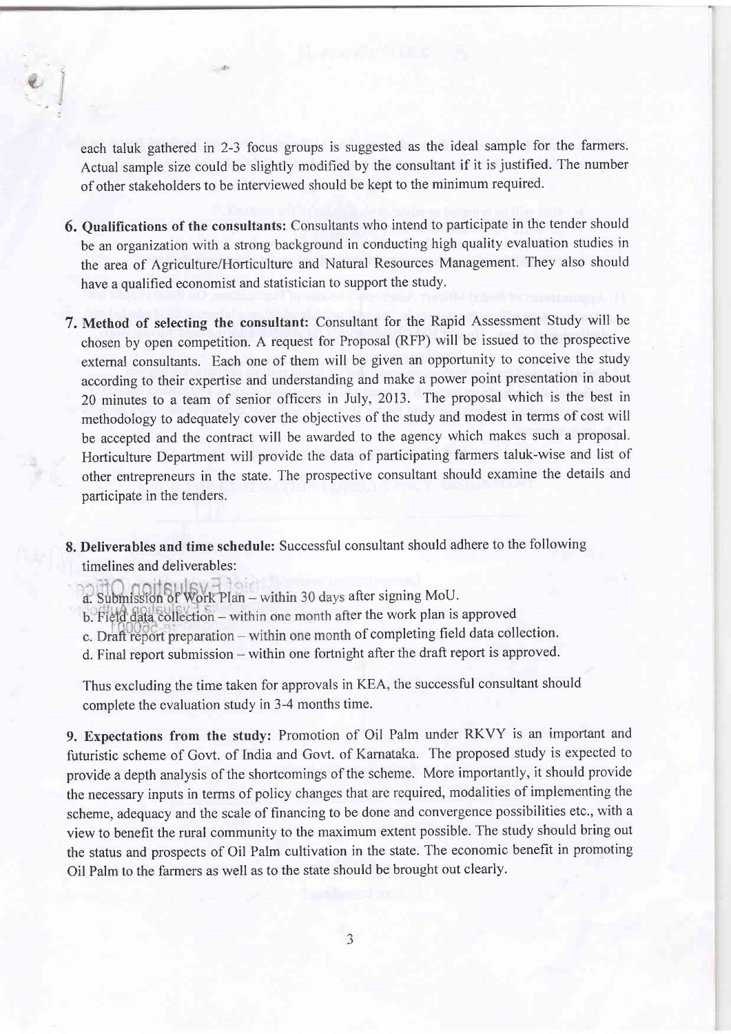each taluk gathered in 2-3 focus groups is suggested as the ideal sample for the farmers. Actual sample size could be slightly modified by the consultant if it is justified. The number of other stakeholders to be interviewed should be kept to the minimum required.

**6. Qualifications of the consultants:** Consultants who intend to participate in the tender should be an organization with a strong background in conducting high quality evaluation studies in the area of Agriculture/Horticulture and Natural Resources Management. They also should have a qualified economist and statistician to support the study.

**7. Method of selecting the consultant:** Consultant for the Rapid Assessment Study will be chosen by open competition. A request for Proposal (RFP) will be issued to the prospective external consultants. Each one of them will be given an opportunity to conceive the study according to their expertise and understanding and make a power point presentation in about 20 minutes to a team of senior officers in July, 2013. The proposal which is the best in methodology to adequately cover the objectives of the study and modest in terms of cost will be accepted and the contract will be awarded to the agency which makes such a proposal. Horticulture Department will provide the data of participating farmers taluk-wise and list of other entrepreneurs in the state. The prospective consultant should examine the details and participate in the tenders.

**8. Deliverables and time schedule:** Successful consultant should adhere to the following timelines and deliverables:

a. Submission of Work Plan – within 30 days after signing MoU.
b. Field data collection – within one month after the work plan is approved
c. Draft report preparation – within one month of completing field data collection.
d. Final report submission – within one fortnight after the draft report is approved.

Thus excluding the time taken for approvals in KEA, the successful consultant should complete the evaluation study in 3-4 months time.

**9. Expectations from the study:** Promotion of Oil Palm under RKVY is an important and futuristic scheme of Govt. of India and Govt. of Karnataka. The proposed study is expected to provide a depth analysis of the shortcomings of the scheme. More importantly, it should provide the necessary inputs in terms of policy changes that are required, modalities of implementing the scheme, adequacy and the scale of financing to be done and convergence possibilities etc., with a view to benefit the rural community to the maximum extent possible. The study should bring out the status and prospects of Oil Palm cultivation in the state. The economic benefit in promoting Oil Palm to the farmers as well as to the state should be brought out clearly.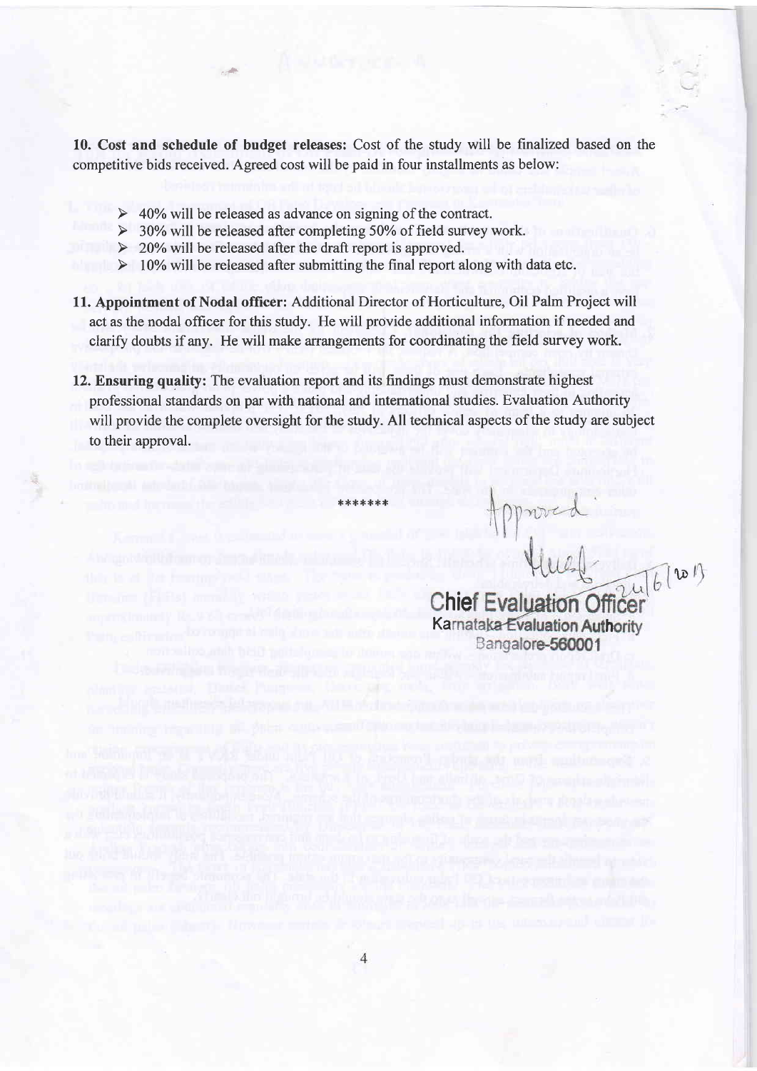**10. Cost and schedule of budget releases:** Cost of the study will be finalized based on the competitive bids received. Agreed cost will be paid in four installments as below:

- 40% will be released as advance on signing of the contract.
- 30% will be released after completing 50% of field survey work.
- 20% will be released after the draft report is approved.
- 10% will be released after submitting the final report along with data etc.

**11. Appointment of Nodal officer:** Additional Director of Horticulture, Oil Palm Project will act as the nodal officer for this study. He will provide additional information if needed and clarify doubts if any. He will make arrangements for coordinating the field survey work.

**12. Ensuring quality:** The evaluation report and its findings must demonstrate highest professional standards on par with national and international studies. Evaluation Authority will provide the complete oversight for the study. All technical aspects of the study are subject to their approval.

*******

Approved

24/6/2013

**Chief Evaluation Officer**
Karnataka Evaluation Authority
Bangalore-560001